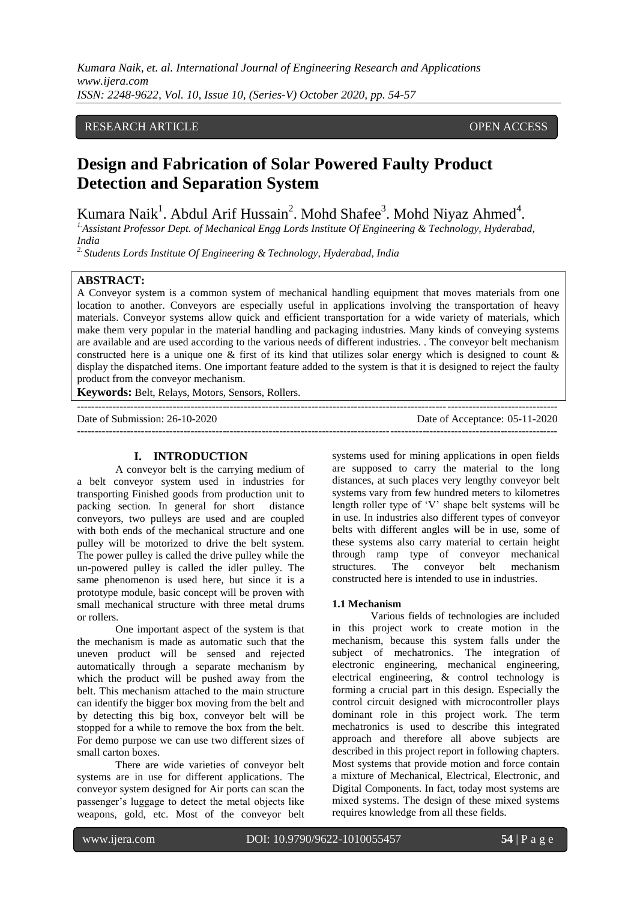RESEARCH ARTICLE OPEN ACCESS

# Design and Fabrication of Solar Powered Faulty Product Detection and Separation System

Kumara Naik[1]. Abdul Arif Hussain[2]. Mohd Shafee[3]. Mohd Niyaz Ahmed[4].

[1.] Assistant Professor Dept. of Mechanical Engg Lords Institute Of Engineering & Technology, Hyderabad, India

[2.] Students Lords Institute Of Engineering & Technology, Hyderabad, India

**ABSTRACT:**

A Conveyor system is a common system of mechanical handling equipment that moves materials from one location to another. Conveyors are especially useful in applications involving the transportation of heavy materials. Conveyor systems allow quick and efficient transportation for a wide variety of materials, which make them very popular in the material handling and packaging industries. Many kinds of conveying systems are available and are used according to the various needs of different industries. . The conveyor belt mechanism constructed here is a unique one & first of its kind that utilizes solar energy which is designed to count & display the dispatched items. One important feature added to the system is that it is designed to reject the faulty product from the conveyor mechanism.

**Keywords:** Belt, Relays, Motors, Sensors, Rollers.

---

Date of Submission: 26-10-2020 Date of Acceptance: 05-11-2020

---

## I. INTRODUCTION

A conveyor belt is the carrying medium of a belt conveyor system used in industries for transporting Finished goods from production unit to packing section. In general for short distance conveyors, two pulleys are used and are coupled with both ends of the mechanical structure and one pulley will be motorized to drive the belt system. The power pulley is called the drive pulley while the un-powered pulley is called the idler pulley. The same phenomenon is used here, but since it is a prototype module, basic concept will be proven with small mechanical structure with three metal drums or rollers.

One important aspect of the system is that the mechanism is made as automatic such that the uneven product will be sensed and rejected automatically through a separate mechanism by which the product will be pushed away from the belt. This mechanism attached to the main structure can identify the bigger box moving from the belt and by detecting this big box, conveyor belt will be stopped for a while to remove the box from the belt. For demo purpose we can use two different sizes of small carton boxes.

There are wide varieties of conveyor belt systems are in use for different applications. The conveyor system designed for Air ports can scan the passenger's luggage to detect the metal objects like weapons, gold, etc. Most of the conveyor belt systems used for mining applications in open fields are supposed to carry the material to the long distances, at such places very lengthy conveyor belt systems vary from few hundred meters to kilometres length roller type of 'V' shape belt systems will be in use. In industries also different types of conveyor belts with different angles will be in use, some of these systems also carry material to certain height through ramp type of conveyor mechanical structures. The conveyor belt mechanism constructed here is intended to use in industries.

### 1.1 Mechanism

Various fields of technologies are included in this project work to create motion in the mechanism, because this system falls under the subject of mechatronics. The integration of electronic engineering, mechanical engineering, electrical engineering, & control technology is forming a crucial part in this design. Especially the control circuit designed with microcontroller plays dominant role in this project work. The term mechatronics is used to describe this integrated approach and therefore all above subjects are described in this project report in following chapters. Most systems that provide motion and force contain a mixture of Mechanical, Electrical, Electronic, and Digital Components. In fact, today most systems are mixed systems. The design of these mixed systems requires knowledge from all these fields.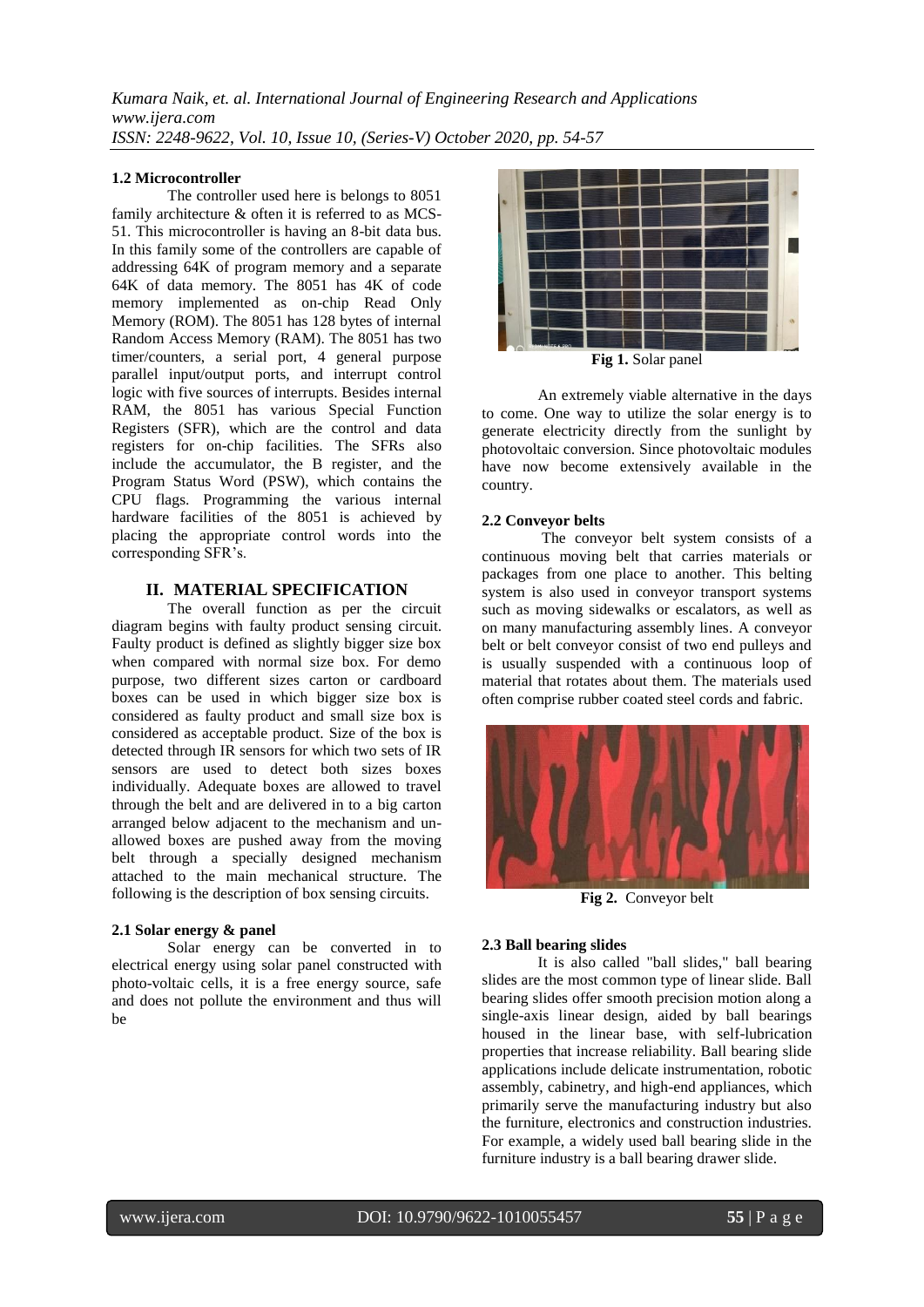### 1.2 Microcontroller

The controller used here is belongs to 8051 family architecture & often it is referred to as MCS-51. This microcontroller is having an 8-bit data bus. In this family some of the controllers are capable of addressing 64K of program memory and a separate 64K of data memory. The 8051 has 4K of code memory implemented as on-chip Read Only Memory (ROM). The 8051 has 128 bytes of internal Random Access Memory (RAM). The 8051 has two timer/counters, a serial port, 4 general purpose parallel input/output ports, and interrupt control logic with five sources of interrupts. Besides internal RAM, the 8051 has various Special Function Registers (SFR), which are the control and data registers for on-chip facilities. The SFRs also include the accumulator, the B register, and the Program Status Word (PSW), which contains the CPU flags. Programming the various internal hardware facilities of the 8051 is achieved by placing the appropriate control words into the corresponding SFR's.

## II. MATERIAL SPECIFICATION

The overall function as per the circuit diagram begins with faulty product sensing circuit. Faulty product is defined as slightly bigger size box when compared with normal size box. For demo purpose, two different sizes carton or cardboard boxes can be used in which bigger size box is considered as faulty product and small size box is considered as acceptable product. Size of the box is detected through IR sensors for which two sets of IR sensors are used to detect both sizes boxes individually. Adequate boxes are allowed to travel through the belt and are delivered in to a big carton arranged below adjacent to the mechanism and un-allowed boxes are pushed away from the moving belt through a specially designed mechanism attached to the main mechanical structure. The following is the description of box sensing circuits.

### 2.1 Solar energy & panel

Solar energy can be converted in to electrical energy using solar panel constructed with photo-voltaic cells, it is a free energy source, safe and does not pollute the environment and thus will be

**Fig 1.** Solar panel

An extremely viable alternative in the days to come. One way to utilize the solar energy is to generate electricity directly from the sunlight by photovoltaic conversion. Since photovoltaic modules have now become extensively available in the country.

### 2.2 Conveyor belts

The conveyor belt system consists of a continuous moving belt that carries materials or packages from one place to another. This belting system is also used in conveyor transport systems such as moving sidewalks or escalators, as well as on many manufacturing assembly lines. A conveyor belt or belt conveyor consist of two end pulleys and is usually suspended with a continuous loop of material that rotates about them. The materials used often comprise rubber coated steel cords and fabric.

**Fig 2.** Conveyor belt

### 2.3 Ball bearing slides

It is also called "ball slides," ball bearing slides are the most common type of linear slide. Ball bearing slides offer smooth precision motion along a single-axis linear design, aided by ball bearings housed in the linear base, with self-lubrication properties that increase reliability. Ball bearing slide applications include delicate instrumentation, robotic assembly, cabinetry, and high-end appliances, which primarily serve the manufacturing industry but also the furniture, electronics and construction industries. For example, a widely used ball bearing slide in the furniture industry is a ball bearing drawer slide.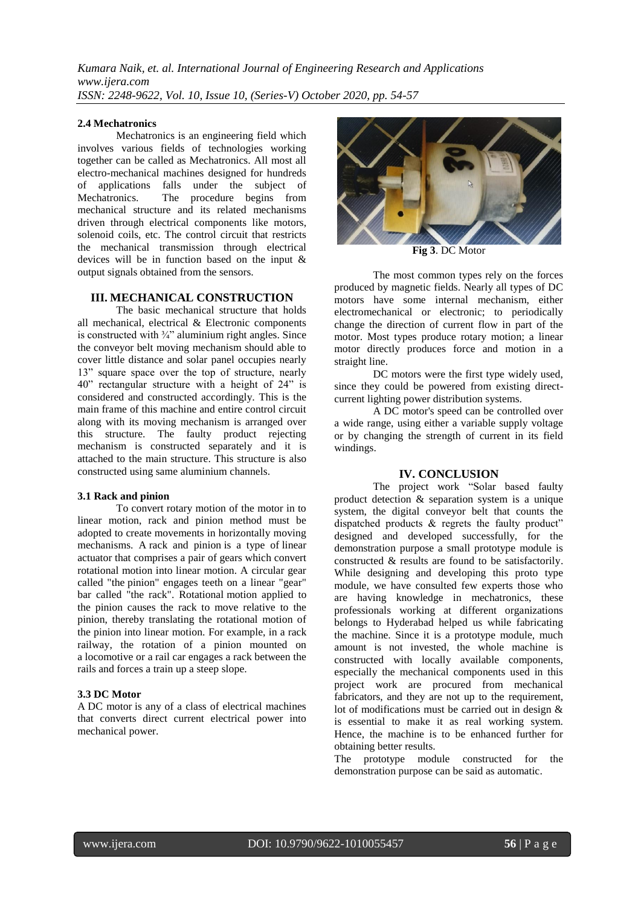### 2.4 Mechatronics

Mechatronics is an engineering field which involves various fields of technologies working together can be called as Mechatronics. All most all electro-mechanical machines designed for hundreds of applications falls under the subject of Mechatronics. The procedure begins from mechanical structure and its related mechanisms driven through electrical components like motors, solenoid coils, etc. The control circuit that restricts the mechanical transmission through electrical devices will be in function based on the input & output signals obtained from the sensors.

## III. MECHANICAL CONSTRUCTION

The basic mechanical structure that holds all mechanical, electrical & Electronic components is constructed with ¾" aluminium right angles. Since the conveyor belt moving mechanism should able to cover little distance and solar panel occupies nearly 13" square space over the top of structure, nearly 40" rectangular structure with a height of 24" is considered and constructed accordingly. This is the main frame of this machine and entire control circuit along with its moving mechanism is arranged over this structure. The faulty product rejecting mechanism is constructed separately and it is attached to the main structure. This structure is also constructed using same aluminium channels.

### 3.1 Rack and pinion

To convert rotary motion of the motor in to linear motion, rack and pinion method must be adopted to create movements in horizontally moving mechanisms. A rack and pinion is a type of linear actuator that comprises a pair of gears which convert rotational motion into linear motion. A circular gear called "the pinion" engages teeth on a linear "gear" bar called "the rack". Rotational motion applied to the pinion causes the rack to move relative to the pinion, thereby translating the rotational motion of the pinion into linear motion. For example, in a rack railway, the rotation of a pinion mounted on a locomotive or a rail car engages a rack between the rails and forces a train up a steep slope.

### 3.3 DC Motor

A DC motor is any of a class of electrical machines that converts direct current electrical power into mechanical power.

**Fig 3**. DC Motor

The most common types rely on the forces produced by magnetic fields. Nearly all types of DC motors have some internal mechanism, either electromechanical or electronic; to periodically change the direction of current flow in part of the motor. Most types produce rotary motion; a linear motor directly produces force and motion in a straight line.

DC motors were the first type widely used, since they could be powered from existing direct-current lighting power distribution systems.

A DC motor's speed can be controlled over a wide range, using either a variable supply voltage or by changing the strength of current in its field windings.

## IV. CONCLUSION

The project work "Solar based faulty product detection & separation system is a unique system, the digital conveyor belt that counts the dispatched products & regrets the faulty product" designed and developed successfully, for the demonstration purpose a small prototype module is constructed & results are found to be satisfactorily. While designing and developing this proto type module, we have consulted few experts those who are having knowledge in mechatronics, these professionals working at different organizations belongs to Hyderabad helped us while fabricating the machine. Since it is a prototype module, much amount is not invested, the whole machine is constructed with locally available components, especially the mechanical components used in this project work are procured from mechanical fabricators, and they are not up to the requirement, lot of modifications must be carried out in design & is essential to make it as real working system. Hence, the machine is to be enhanced further for obtaining better results.

The prototype module constructed for the demonstration purpose can be said as automatic.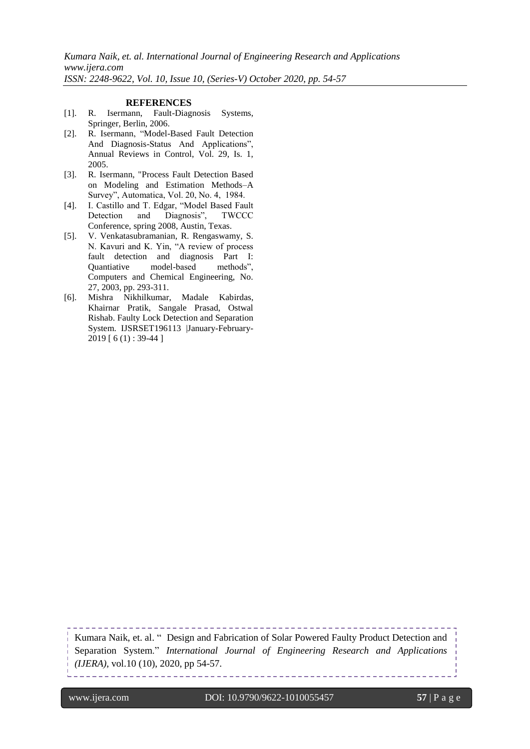## REFERENCES

[1]. R. Isermann, Fault-Diagnosis Systems, Springer, Berlin, 2006.

[2]. R. Isermann, "Model-Based Fault Detection And Diagnosis-Status And Applications", Annual Reviews in Control, Vol. 29, Is. 1, 2005.

[3]. R. Isermann, "Process Fault Detection Based on Modeling and Estimation Methods–A Survey", Automatica, Vol. 20, No. 4, 1984.

[4]. I. Castillo and T. Edgar, "Model Based Fault Detection and Diagnosis", TWCCC Conference, spring 2008, Austin, Texas.

[5]. V. Venkatasubramanian, R. Rengaswamy, S. N. Kavuri and K. Yin, "A review of process fault detection and diagnosis Part I: Quantiative model-based methods", Computers and Chemical Engineering, No. 27, 2003, pp. 293-311.

[6]. Mishra Nikhilkumar, Madale Kabirdas, Khairnar Pratik, Sangale Prasad, Ostwal Rishab. Faulty Lock Detection and Separation System. IJSRSET196113 |January-February-2019 [ 6 (1) : 39-44 ]

Kumara Naik, et. al. " Design and Fabrication of Solar Powered Faulty Product Detection and Separation System." *International Journal of Engineering Research and Applications (IJERA)*, vol.10 (10), 2020, pp 54-57.